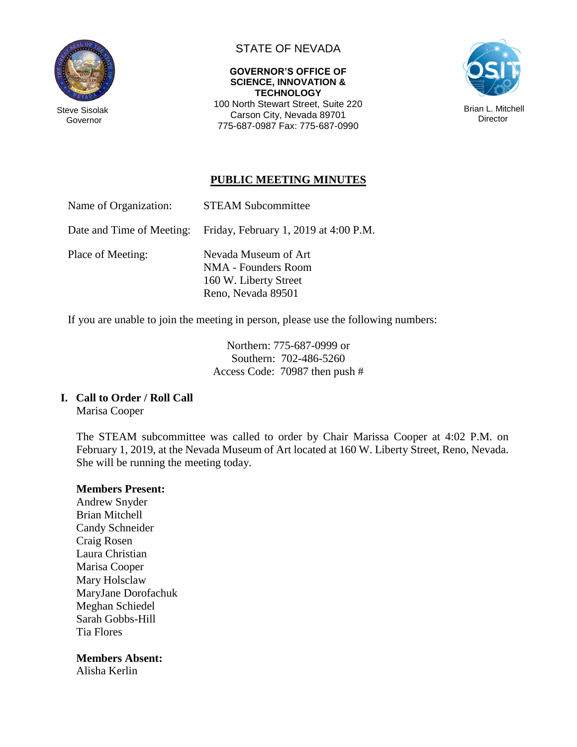Steve Sisolak
Governor

STATE OF NEVADA

**GOVERNOR'S OFFICE OF SCIENCE, INNOVATION & TECHNOLOGY**
100 North Stewart Street, Suite 220
Carson City, Nevada 89701
775-687-0987 Fax: 775-687-0990

Brian L. Mitchell
Director

# PUBLIC MEETING MINUTES

| | |
|---|---|
| Name of Organization: | STEAM Subcommittee |
| Date and Time of Meeting: | Friday, February 1, 2019 at 4:00 P.M. |
| Place of Meeting: | Nevada Museum of Art<br>NMA - Founders Room<br>160 W. Liberty Street<br>Reno, Nevada 89501 |

If you are unable to join the meeting in person, please use the following numbers:

Northern: 775-687-0999 or
Southern: 702-486-5260
Access Code: 70987 then push #

## I. Call to Order / Roll Call

Marisa Cooper

The STEAM subcommittee was called to order by Chair Marissa Cooper at 4:02 P.M. on February 1, 2019, at the Nevada Museum of Art located at 160 W. Liberty Street, Reno, Nevada. She will be running the meeting today.

**Members Present:**
Andrew Snyder
Brian Mitchell
Candy Schneider
Craig Rosen
Laura Christian
Marisa Cooper
Mary Holsclaw
MaryJane Dorofachuk
Meghan Schiedel
Sarah Gobbs-Hill
Tia Flores

**Members Absent:**
Alisha Kerlin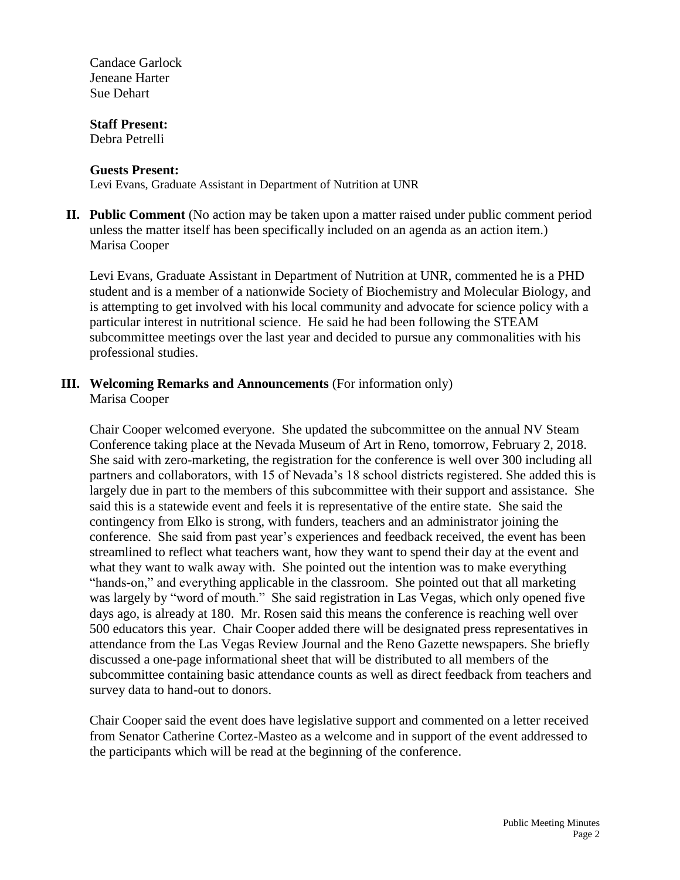Candace Garlock
Jeneane Harter
Sue Dehart

**Staff Present:**
Debra Petrelli

**Guests Present:**
Levi Evans, Graduate Assistant in Department of Nutrition at UNR

**II. Public Comment** (No action may be taken upon a matter raised under public comment period unless the matter itself has been specifically included on an agenda as an action item.)
Marisa Cooper

Levi Evans, Graduate Assistant in Department of Nutrition at UNR, commented he is a PHD student and is a member of a nationwide Society of Biochemistry and Molecular Biology, and is attempting to get involved with his local community and advocate for science policy with a particular interest in nutritional science. He said he had been following the STEAM subcommittee meetings over the last year and decided to pursue any commonalities with his professional studies.

**III. Welcoming Remarks and Announcements** (For information only)
Marisa Cooper

Chair Cooper welcomed everyone. She updated the subcommittee on the annual NV Steam Conference taking place at the Nevada Museum of Art in Reno, tomorrow, February 2, 2018. She said with zero-marketing, the registration for the conference is well over 300 including all partners and collaborators, with 15 of Nevada's 18 school districts registered. She added this is largely due in part to the members of this subcommittee with their support and assistance. She said this is a statewide event and feels it is representative of the entire state. She said the contingency from Elko is strong, with funders, teachers and an administrator joining the conference. She said from past year's experiences and feedback received, the event has been streamlined to reflect what teachers want, how they want to spend their day at the event and what they want to walk away with. She pointed out the intention was to make everything "hands-on," and everything applicable in the classroom. She pointed out that all marketing was largely by "word of mouth." She said registration in Las Vegas, which only opened five days ago, is already at 180. Mr. Rosen said this means the conference is reaching well over 500 educators this year. Chair Cooper added there will be designated press representatives in attendance from the Las Vegas Review Journal and the Reno Gazette newspapers. She briefly discussed a one-page informational sheet that will be distributed to all members of the subcommittee containing basic attendance counts as well as direct feedback from teachers and survey data to hand-out to donors.

Chair Cooper said the event does have legislative support and commented on a letter received from Senator Catherine Cortez-Masteo as a welcome and in support of the event addressed to the participants which will be read at the beginning of the conference.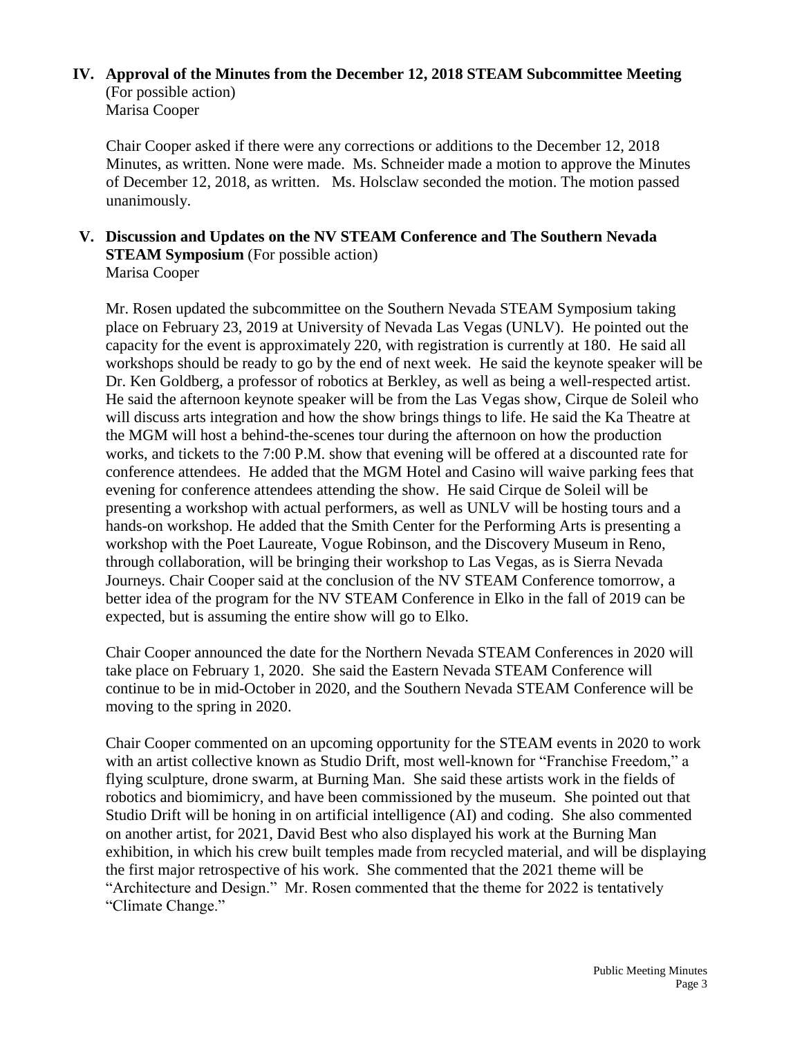## IV. Approval of the Minutes from the December 12, 2018 STEAM Subcommittee Meeting

(For possible action)
Marisa Cooper

Chair Cooper asked if there were any corrections or additions to the December 12, 2018 Minutes, as written. None were made. Ms. Schneider made a motion to approve the Minutes of December 12, 2018, as written. Ms. Holsclaw seconded the motion. The motion passed unanimously.

## V. Discussion and Updates on the NV STEAM Conference and The Southern Nevada STEAM Symposium (For possible action)

Marisa Cooper

Mr. Rosen updated the subcommittee on the Southern Nevada STEAM Symposium taking place on February 23, 2019 at University of Nevada Las Vegas (UNLV). He pointed out the capacity for the event is approximately 220, with registration is currently at 180. He said all workshops should be ready to go by the end of next week. He said the keynote speaker will be Dr. Ken Goldberg, a professor of robotics at Berkley, as well as being a well-respected artist. He said the afternoon keynote speaker will be from the Las Vegas show, Cirque de Soleil who will discuss arts integration and how the show brings things to life. He said the Ka Theatre at the MGM will host a behind-the-scenes tour during the afternoon on how the production works, and tickets to the 7:00 P.M. show that evening will be offered at a discounted rate for conference attendees. He added that the MGM Hotel and Casino will waive parking fees that evening for conference attendees attending the show. He said Cirque de Soleil will be presenting a workshop with actual performers, as well as UNLV will be hosting tours and a hands-on workshop. He added that the Smith Center for the Performing Arts is presenting a workshop with the Poet Laureate, Vogue Robinson, and the Discovery Museum in Reno, through collaboration, will be bringing their workshop to Las Vegas, as is Sierra Nevada Journeys. Chair Cooper said at the conclusion of the NV STEAM Conference tomorrow, a better idea of the program for the NV STEAM Conference in Elko in the fall of 2019 can be expected, but is assuming the entire show will go to Elko.

Chair Cooper announced the date for the Northern Nevada STEAM Conferences in 2020 will take place on February 1, 2020. She said the Eastern Nevada STEAM Conference will continue to be in mid-October in 2020, and the Southern Nevada STEAM Conference will be moving to the spring in 2020.

Chair Cooper commented on an upcoming opportunity for the STEAM events in 2020 to work with an artist collective known as Studio Drift, most well-known for "Franchise Freedom," a flying sculpture, drone swarm, at Burning Man. She said these artists work in the fields of robotics and biomimicry, and have been commissioned by the museum. She pointed out that Studio Drift will be honing in on artificial intelligence (AI) and coding. She also commented on another artist, for 2021, David Best who also displayed his work at the Burning Man exhibition, in which his crew built temples made from recycled material, and will be displaying the first major retrospective of his work. She commented that the 2021 theme will be "Architecture and Design." Mr. Rosen commented that the theme for 2022 is tentatively "Climate Change."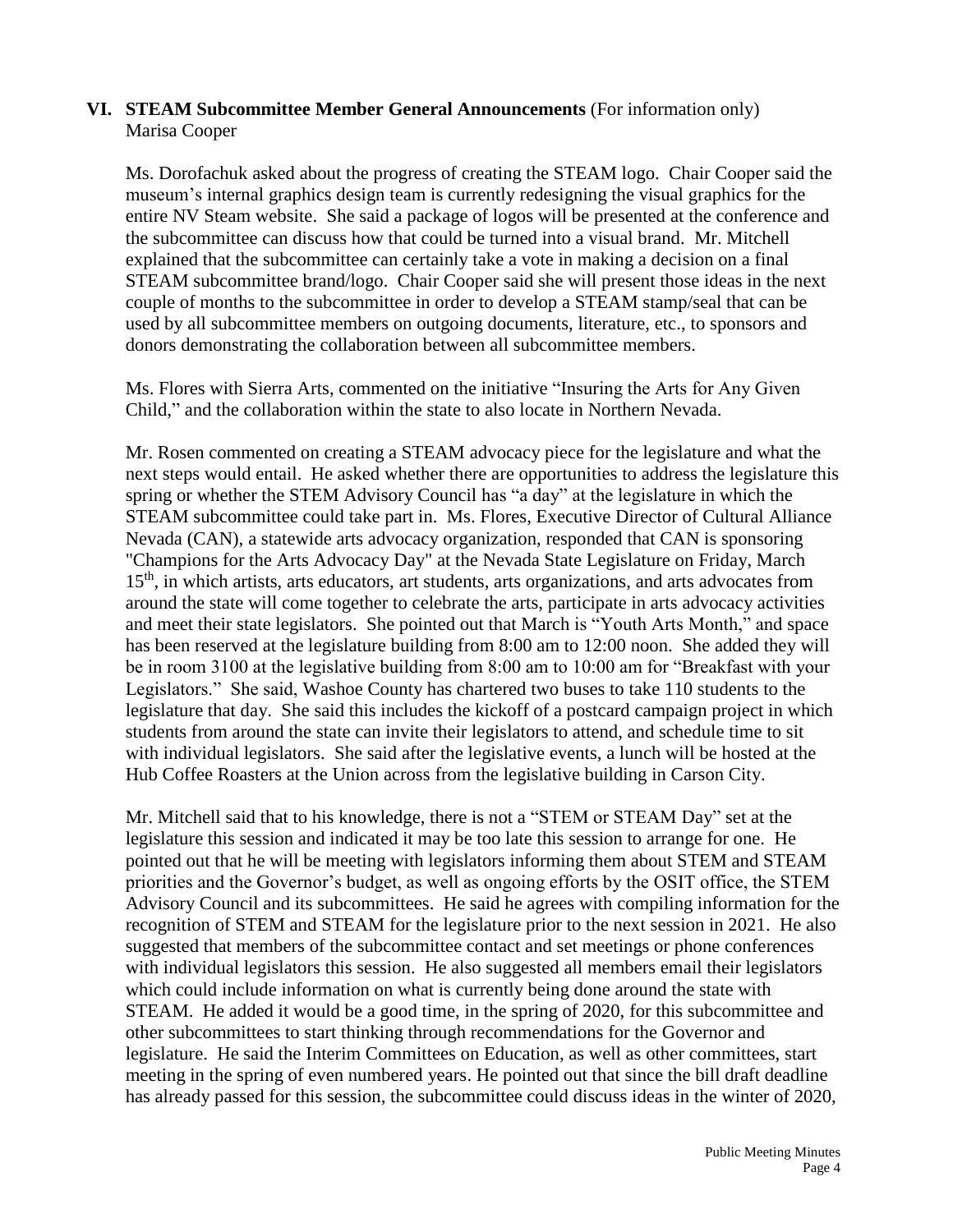## VI. STEAM Subcommittee Member General Announcements (For information only)

Marisa Cooper

Ms. Dorofachuk asked about the progress of creating the STEAM logo. Chair Cooper said the museum's internal graphics design team is currently redesigning the visual graphics for the entire NV Steam website. She said a package of logos will be presented at the conference and the subcommittee can discuss how that could be turned into a visual brand. Mr. Mitchell explained that the subcommittee can certainly take a vote in making a decision on a final STEAM subcommittee brand/logo. Chair Cooper said she will present those ideas in the next couple of months to the subcommittee in order to develop a STEAM stamp/seal that can be used by all subcommittee members on outgoing documents, literature, etc., to sponsors and donors demonstrating the collaboration between all subcommittee members.

Ms. Flores with Sierra Arts, commented on the initiative "Insuring the Arts for Any Given Child," and the collaboration within the state to also locate in Northern Nevada.

Mr. Rosen commented on creating a STEAM advocacy piece for the legislature and what the next steps would entail. He asked whether there are opportunities to address the legislature this spring or whether the STEM Advisory Council has "a day" at the legislature in which the STEAM subcommittee could take part in. Ms. Flores, Executive Director of Cultural Alliance Nevada (CAN), a statewide arts advocacy organization, responded that CAN is sponsoring "Champions for the Arts Advocacy Day" at the Nevada State Legislature on Friday, March 15th, in which artists, arts educators, art students, arts organizations, and arts advocates from around the state will come together to celebrate the arts, participate in arts advocacy activities and meet their state legislators. She pointed out that March is "Youth Arts Month," and space has been reserved at the legislature building from 8:00 am to 12:00 noon. She added they will be in room 3100 at the legislative building from 8:00 am to 10:00 am for "Breakfast with your Legislators." She said, Washoe County has chartered two buses to take 110 students to the legislature that day. She said this includes the kickoff of a postcard campaign project in which students from around the state can invite their legislators to attend, and schedule time to sit with individual legislators. She said after the legislative events, a lunch will be hosted at the Hub Coffee Roasters at the Union across from the legislative building in Carson City.

Mr. Mitchell said that to his knowledge, there is not a "STEM or STEAM Day" set at the legislature this session and indicated it may be too late this session to arrange for one. He pointed out that he will be meeting with legislators informing them about STEM and STEAM priorities and the Governor's budget, as well as ongoing efforts by the OSIT office, the STEM Advisory Council and its subcommittees. He said he agrees with compiling information for the recognition of STEM and STEAM for the legislature prior to the next session in 2021. He also suggested that members of the subcommittee contact and set meetings or phone conferences with individual legislators this session. He also suggested all members email their legislators which could include information on what is currently being done around the state with STEAM. He added it would be a good time, in the spring of 2020, for this subcommittee and other subcommittees to start thinking through recommendations for the Governor and legislature. He said the Interim Committees on Education, as well as other committees, start meeting in the spring of even numbered years. He pointed out that since the bill draft deadline has already passed for this session, the subcommittee could discuss ideas in the winter of 2020,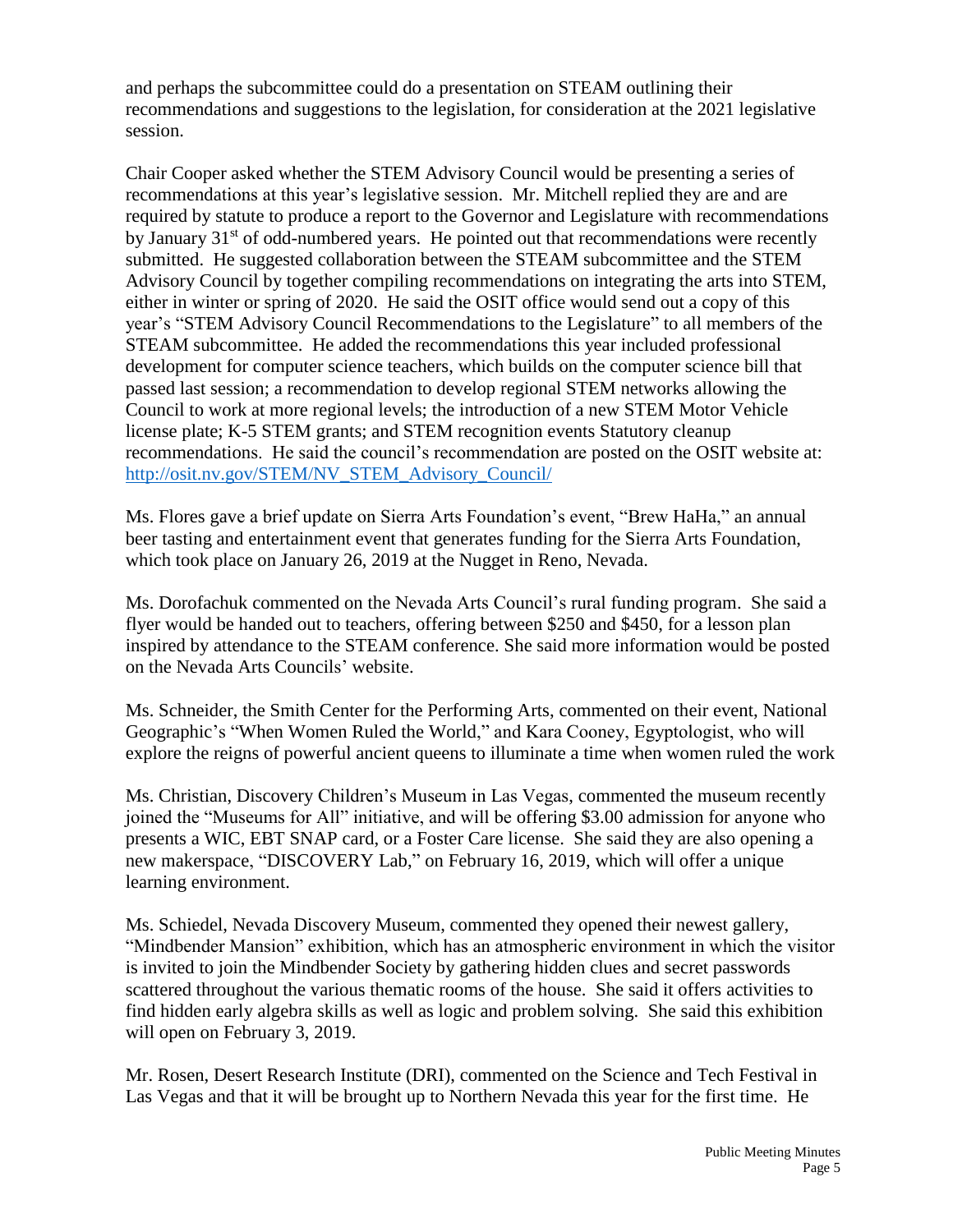and perhaps the subcommittee could do a presentation on STEAM outlining their recommendations and suggestions to the legislation, for consideration at the 2021 legislative session.

Chair Cooper asked whether the STEM Advisory Council would be presenting a series of recommendations at this year's legislative session. Mr. Mitchell replied they are and are required by statute to produce a report to the Governor and Legislature with recommendations by January 31st of odd-numbered years. He pointed out that recommendations were recently submitted. He suggested collaboration between the STEAM subcommittee and the STEM Advisory Council by together compiling recommendations on integrating the arts into STEM, either in winter or spring of 2020. He said the OSIT office would send out a copy of this year's "STEM Advisory Council Recommendations to the Legislature" to all members of the STEAM subcommittee. He added the recommendations this year included professional development for computer science teachers, which builds on the computer science bill that passed last session; a recommendation to develop regional STEM networks allowing the Council to work at more regional levels; the introduction of a new STEM Motor Vehicle license plate; K-5 STEM grants; and STEM recognition events Statutory cleanup recommendations. He said the council's recommendation are posted on the OSIT website at: http://osit.nv.gov/STEM/NV_STEM_Advisory_Council/

Ms. Flores gave a brief update on Sierra Arts Foundation's event, "Brew HaHa," an annual beer tasting and entertainment event that generates funding for the Sierra Arts Foundation, which took place on January 26, 2019 at the Nugget in Reno, Nevada.

Ms. Dorofachuk commented on the Nevada Arts Council's rural funding program. She said a flyer would be handed out to teachers, offering between $250 and $450, for a lesson plan inspired by attendance to the STEAM conference. She said more information would be posted on the Nevada Arts Councils' website.

Ms. Schneider, the Smith Center for the Performing Arts, commented on their event, National Geographic's "When Women Ruled the World," and Kara Cooney, Egyptologist, who will explore the reigns of powerful ancient queens to illuminate a time when women ruled the work

Ms. Christian, Discovery Children's Museum in Las Vegas, commented the museum recently joined the "Museums for All" initiative, and will be offering $3.00 admission for anyone who presents a WIC, EBT SNAP card, or a Foster Care license. She said they are also opening a new makerspace, "DISCOVERY Lab," on February 16, 2019, which will offer a unique learning environment.

Ms. Schiedel, Nevada Discovery Museum, commented they opened their newest gallery, "Mindbender Mansion" exhibition, which has an atmospheric environment in which the visitor is invited to join the Mindbender Society by gathering hidden clues and secret passwords scattered throughout the various thematic rooms of the house. She said it offers activities to find hidden early algebra skills as well as logic and problem solving. She said this exhibition will open on February 3, 2019.

Mr. Rosen, Desert Research Institute (DRI), commented on the Science and Tech Festival in Las Vegas and that it will be brought up to Northern Nevada this year for the first time. He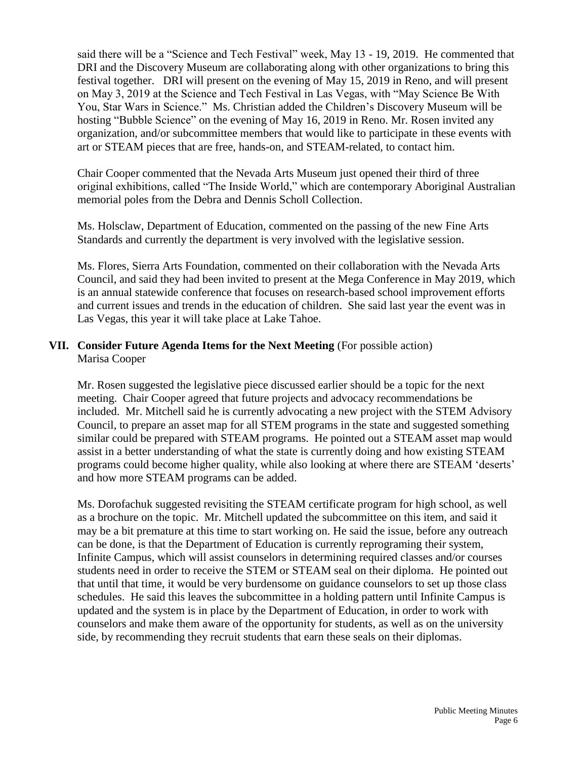said there will be a "Science and Tech Festival" week, May 13 - 19, 2019. He commented that DRI and the Discovery Museum are collaborating along with other organizations to bring this festival together. DRI will present on the evening of May 15, 2019 in Reno, and will present on May 3, 2019 at the Science and Tech Festival in Las Vegas, with "May Science Be With You, Star Wars in Science." Ms. Christian added the Children's Discovery Museum will be hosting "Bubble Science" on the evening of May 16, 2019 in Reno. Mr. Rosen invited any organization, and/or subcommittee members that would like to participate in these events with art or STEAM pieces that are free, hands-on, and STEAM-related, to contact him.

Chair Cooper commented that the Nevada Arts Museum just opened their third of three original exhibitions, called "The Inside World," which are contemporary Aboriginal Australian memorial poles from the Debra and Dennis Scholl Collection.

Ms. Holsclaw, Department of Education, commented on the passing of the new Fine Arts Standards and currently the department is very involved with the legislative session.

Ms. Flores, Sierra Arts Foundation, commented on their collaboration with the Nevada Arts Council, and said they had been invited to present at the Mega Conference in May 2019, which is an annual statewide conference that focuses on research-based school improvement efforts and current issues and trends in the education of children. She said last year the event was in Las Vegas, this year it will take place at Lake Tahoe.

## VII. Consider Future Agenda Items for the Next Meeting (For possible action)

Marisa Cooper

Mr. Rosen suggested the legislative piece discussed earlier should be a topic for the next meeting. Chair Cooper agreed that future projects and advocacy recommendations be included. Mr. Mitchell said he is currently advocating a new project with the STEM Advisory Council, to prepare an asset map for all STEM programs in the state and suggested something similar could be prepared with STEAM programs. He pointed out a STEAM asset map would assist in a better understanding of what the state is currently doing and how existing STEAM programs could become higher quality, while also looking at where there are STEAM 'deserts' and how more STEAM programs can be added.

Ms. Dorofachuk suggested revisiting the STEAM certificate program for high school, as well as a brochure on the topic. Mr. Mitchell updated the subcommittee on this item, and said it may be a bit premature at this time to start working on. He said the issue, before any outreach can be done, is that the Department of Education is currently reprograming their system, Infinite Campus, which will assist counselors in determining required classes and/or courses students need in order to receive the STEM or STEAM seal on their diploma. He pointed out that until that time, it would be very burdensome on guidance counselors to set up those class schedules. He said this leaves the subcommittee in a holding pattern until Infinite Campus is updated and the system is in place by the Department of Education, in order to work with counselors and make them aware of the opportunity for students, as well as on the university side, by recommending they recruit students that earn these seals on their diplomas.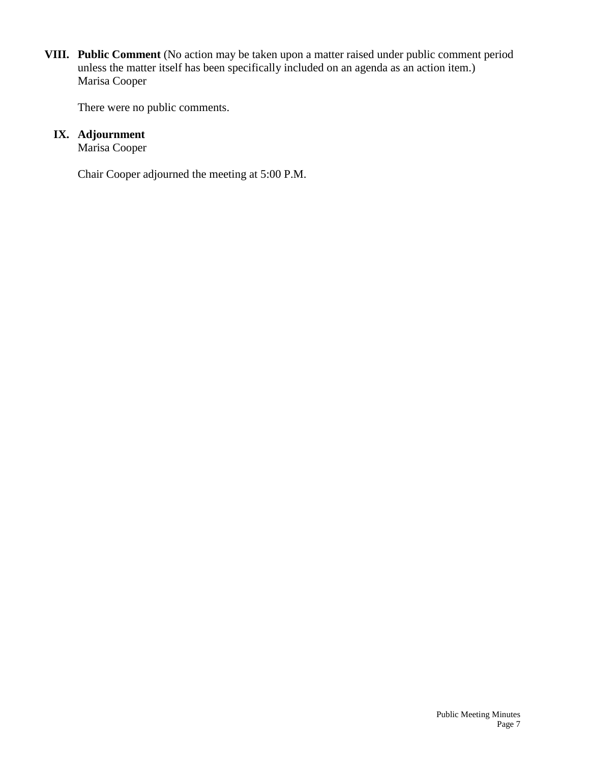**VIII. Public Comment** (No action may be taken upon a matter raised under public comment period unless the matter itself has been specifically included on an agenda as an action item.)
Marisa Cooper

There were no public comments.

**IX. Adjournment**
Marisa Cooper

Chair Cooper adjourned the meeting at 5:00 P.M.